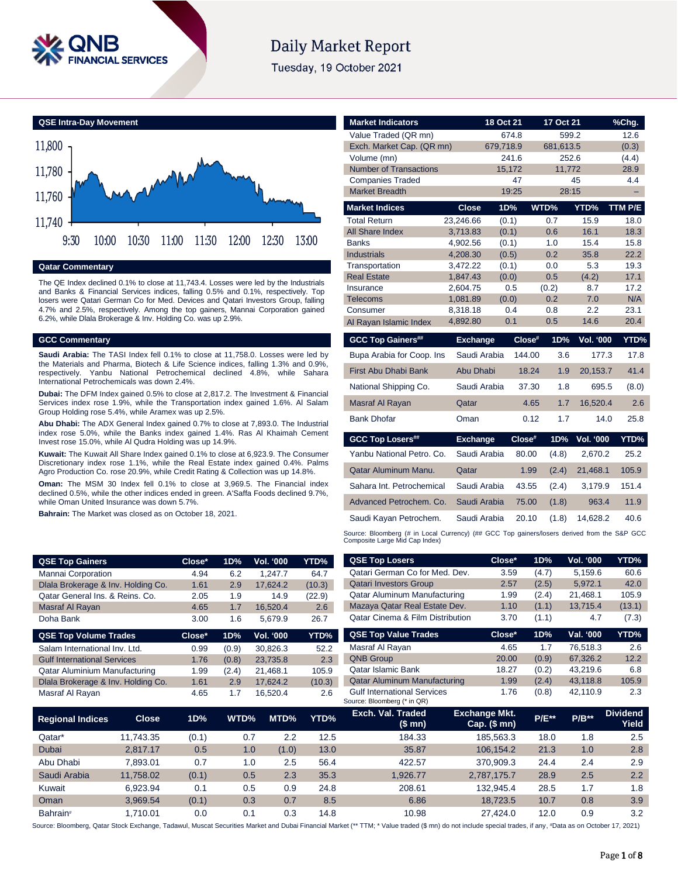# Daily Market Report

Tuesday, 19 October 2021

## QSE Intra-Day Movement

## Qatar Commentary

The QE Index declined 0.1% to close at 11,743.4. Losses were led by the Industrials and Banks & Financial Services indices, falling 0.5% and 0.1%, respectively. Top losers were Qatari German Co for Med. Devices and Qatari Investors Group, falling 4.7% and 2.5%, respectively. Among the top gainers, Mannai Corporation gained 6.2%, while Dlala Brokerage & Inv. Holding Co. was up 2.9%.

## GCC Commentary

**Saudi Arabia:** The TASI Index fell 0.1% to close at 11,758.0. Losses were led by the Materials and Pharma, Biotech & Life Science indices, falling 1.3% and 0.9%, respectively. Yanbu National Petrochemical declined 4.8%, while Sahara International Petrochemicals was down 2.4%.

**Dubai:** The DFM Index gained 0.5% to close at 2,817.2. The Investment & Financial Services index rose 1.9%, while the Transportation index gained 1.6%. Al Salam Group Holding rose 5.4%, while Aramex was up 2.5%.

**Abu Dhabi:** The ADX General Index gained 0.7% to close at 7,893.0. The Industrial index rose 5.0%, while the Banks index gained 1.4%. Ras Al Khaimah Cement Invest rose 15.0%, while Al Qudra Holding was up 14.9%.

**Kuwait:** The Kuwait All Share Index gained 0.1% to close at 6,923.9. The Consumer Discretionary index rose 1.1%, while the Real Estate index gained 0.4%. Palms Agro Production Co. rose 20.9%, while Credit Rating & Collection was up 14.8%.

**Oman:** The MSM 30 Index fell 0.1% to close at 3,969.5. The Financial index declined 0.5%, while the other indices ended in green. A'Saffa Foods declined 9.7%, while Oman United Insurance was down 5.7%.

**Bahrain:** The Market was closed as on October 18, 2021.

| Market Indicators | 18 Oct 21 | 17 Oct 21 | %Chg. |
|---|---|---|---|
| Value Traded (QR mn) | 674.8 | 599.2 | 12.6 |
| Exch. Market Cap. (QR mn) | 679,718.9 | 681,613.5 | (0.3) |
| Volume (mn) | 241.6 | 252.6 | (4.4) |
| Number of Transactions | 15,172 | 11,772 | 28.9 |
| Companies Traded | 47 | 45 | 4.4 |
| Market Breadth | 19:25 | 28:15 | – |

| Market Indices | Close | 1D% | WTD% | YTD% | TTM P/E |
|---|---|---|---|---|---|
| Total Return | 23,246.66 | (0.1) | 0.7 | 15.9 | 18.0 |
| All Share Index | 3,713.83 | (0.1) | 0.6 | 16.1 | 18.3 |
| Banks | 4,902.56 | (0.1) | 1.0 | 15.4 | 15.8 |
| Industrials | 4,208.30 | (0.5) | 0.2 | 35.8 | 22.2 |
| Transportation | 3,472.22 | (0.1) | 0.0 | 5.3 | 19.3 |
| Real Estate | 1,847.43 | (0.0) | 0.5 | (4.2) | 17.1 |
| Insurance | 2,604.75 | 0.5 | (0.2) | 8.7 | 17.2 |
| Telecoms | 1,081.89 | (0.0) | 0.2 | 7.0 | N/A |
| Consumer | 8,318.18 | 0.4 | 0.8 | 2.2 | 23.1 |
| Al Rayan Islamic Index | 4,892.80 | 0.1 | 0.5 | 14.6 | 20.4 |

| GCC Top Gainers## | Exchange | Close# | 1D% | Vol. '000 | YTD% |
|---|---|---|---|---|---|
| Bupa Arabia for Coop. Ins | Saudi Arabia | 144.00 | 3.6 | 177.3 | 17.8 |
| First Abu Dhabi Bank | Abu Dhabi | 18.24 | 1.9 | 20,153.7 | 41.4 |
| National Shipping Co. | Saudi Arabia | 37.30 | 1.8 | 695.5 | (8.0) |
| Masraf Al Rayan | Qatar | 4.65 | 1.7 | 16,520.4 | 2.6 |
| Bank Dhofar | Oman | 0.12 | 1.7 | 14.0 | 25.8 |

| GCC Top Losers## | Exchange | Close# | 1D% | Vol. '000 | YTD% |
|---|---|---|---|---|---|
| Yanbu National Petro. Co. | Saudi Arabia | 80.00 | (4.8) | 2,670.2 | 25.2 |
| Qatar Aluminum Manu. | Qatar | 1.99 | (2.4) | 21,468.1 | 105.9 |
| Sahara Int. Petrochemical | Saudi Arabia | 43.55 | (2.4) | 3,179.9 | 151.4 |
| Advanced Petrochem. Co. | Saudi Arabia | 75.00 | (1.8) | 963.4 | 11.9 |
| Saudi Kayan Petrochem. | Saudi Arabia | 20.10 | (1.8) | 14,628.2 | 40.6 |

Source: Bloomberg (# in Local Currency) (## GCC Top gainers/losers derived from the S&P GCC Composite Large Mid Cap Index)

| QSE Top Gainers | Close* | 1D% | Vol. '000 | YTD% |
|---|---|---|---|---|
| Mannai Corporation | 4.94 | 6.2 | 1,247.7 | 64.7 |
| Dlala Brokerage & Inv. Holding Co. | 1.61 | 2.9 | 17,624.2 | (10.3) |
| Qatar General Ins. & Reins. Co. | 2.05 | 1.9 | 14.9 | (22.9) |
| Masraf Al Rayan | 4.65 | 1.7 | 16,520.4 | 2.6 |
| Doha Bank | 3.00 | 1.6 | 5,679.9 | 26.7 |

| QSE Top Volume Trades | Close* | 1D% | Vol. '000 | YTD% |
|---|---|---|---|---|
| Salam International Inv. Ltd. | 0.99 | (0.9) | 30,826.3 | 52.2 |
| Gulf International Services | 1.76 | (0.8) | 23,735.8 | 2.3 |
| Qatar Aluminium Manufacturing | 1.99 | (2.4) | 21,468.1 | 105.9 |
| Dlala Brokerage & Inv. Holding Co. | 1.61 | 2.9 | 17,624.2 | (10.3) |
| Masraf Al Rayan | 4.65 | 1.7 | 16,520.4 | 2.6 |

| QSE Top Losers | Close* | 1D% | Vol. '000 | YTD% |
|---|---|---|---|---|
| Qatari German Co for Med. Dev. | 3.59 | (4.7) | 5,159.6 | 60.6 |
| Qatari Investors Group | 2.57 | (2.5) | 5,972.1 | 42.0 |
| Qatar Aluminum Manufacturing | 1.99 | (2.4) | 21,468.1 | 105.9 |
| Mazaya Qatar Real Estate Dev. | 1.10 | (1.1) | 13,715.4 | (13.1) |
| Qatar Cinema & Film Distribution | 3.70 | (1.1) | 4.7 | (7.3) |

| QSE Top Value Trades | Close* | 1D% | Val. '000 | YTD% |
|---|---|---|---|---|
| Masraf Al Rayan | 4.65 | 1.7 | 76,518.3 | 2.6 |
| QNB Group | 20.00 | (0.9) | 67,326.2 | 12.2 |
| Qatar Islamic Bank | 18.27 | (0.2) | 43,219.6 | 6.8 |
| Qatar Aluminum Manufacturing | 1.99 | (2.4) | 43,118.8 | 105.9 |
| Gulf International Services | 1.76 | (0.8) | 42,110.9 | 2.3 |

Source: Bloomberg (* in QR)

| Regional Indices | Close | 1D% | WTD% | MTD% | YTD% | Exch. Val. Traded ($ mn) | Exchange Mkt. Cap. ($ mn) | P/E** | P/B** | Dividend Yield |
|---|---|---|---|---|---|---|---|---|---|---|
| Qatar* | 11,743.35 | (0.1) | 0.7 | 2.2 | 12.5 | 184.33 | 185,563.3 | 18.0 | 1.8 | 2.5 |
| Dubai | 2,817.17 | 0.5 | 1.0 | (1.0) | 13.0 | 35.87 | 106,154.2 | 21.3 | 1.0 | 2.8 |
| Abu Dhabi | 7,893.01 | 0.7 | 1.0 | 2.5 | 56.4 | 422.57 | 370,909.3 | 24.4 | 2.4 | 2.9 |
| Saudi Arabia | 11,758.02 | (0.1) | 0.5 | 2.3 | 35.3 | 1,926.77 | 2,787,175.7 | 28.9 | 2.5 | 2.2 |
| Kuwait | 6,923.94 | 0.1 | 0.5 | 0.9 | 24.8 | 208.61 | 132,945.4 | 28.5 | 1.7 | 1.8 |
| Oman | 3,969.54 | (0.1) | 0.3 | 0.7 | 8.5 | 6.86 | 18,723.5 | 10.7 | 0.8 | 3.9 |
| Bahrain# | 1,710.01 | 0.0 | 0.1 | 0.3 | 14.8 | 10.98 | 27,424.0 | 12.0 | 0.9 | 3.2 |

Source: Bloomberg, Qatar Stock Exchange, Tadawul, Muscat Securities Market and Dubai Financial Market (** TTM; * Value traded ($ mn) do not include special trades, if any, #Data as on October 17, 2021)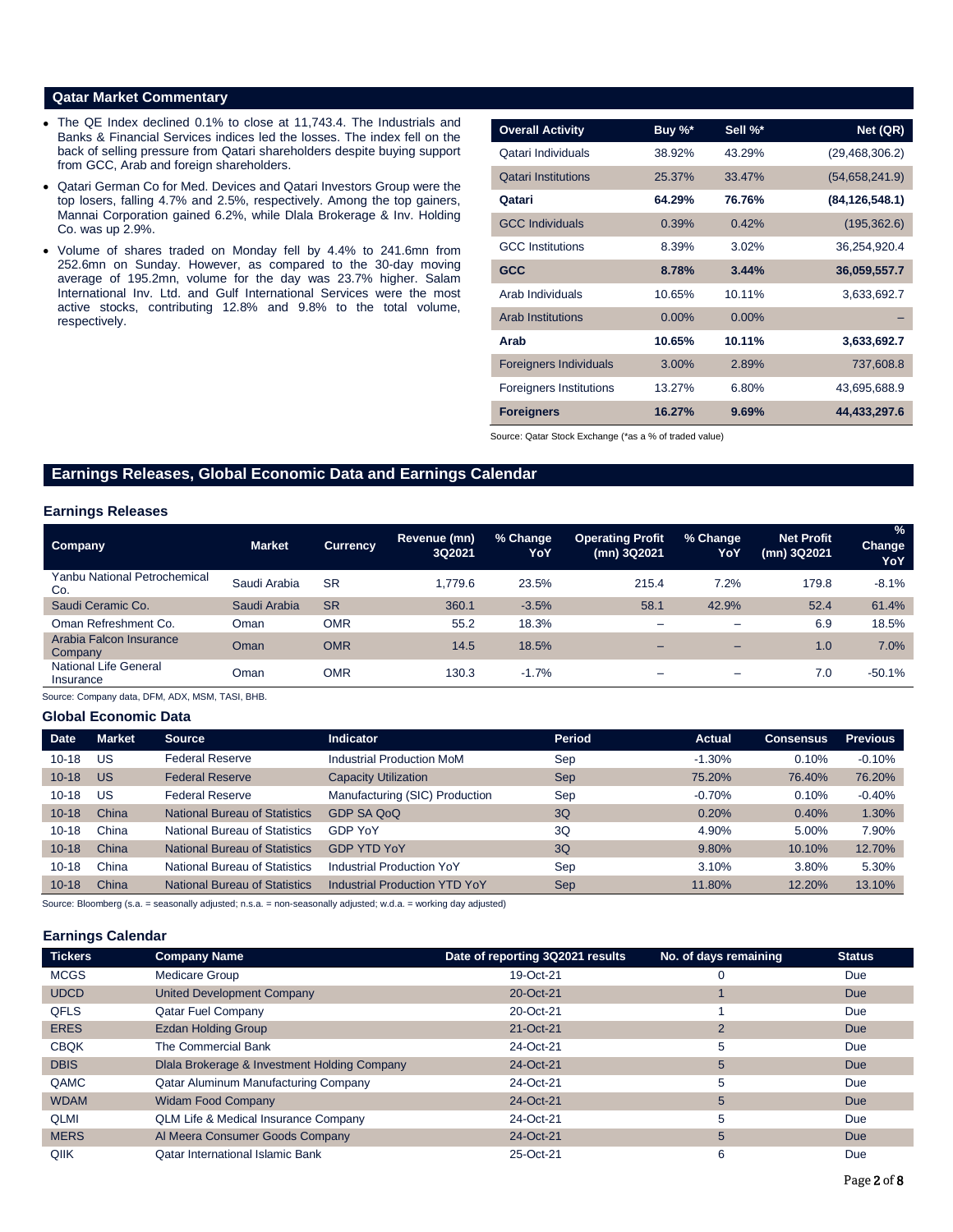## Qatar Market Commentary

- The QE Index declined 0.1% to close at 11,743.4. The Industrials and Banks & Financial Services indices led the losses. The index fell on the back of selling pressure from Qatari shareholders despite buying support from GCC, Arab and foreign shareholders.
- Qatari German Co for Med. Devices and Qatari Investors Group were the top losers, falling 4.7% and 2.5%, respectively. Among the top gainers, Mannai Corporation gained 6.2%, while Dlala Brokerage & Inv. Holding Co. was up 2.9%.
- Volume of shares traded on Monday fell by 4.4% to 241.6mn from 252.6mn on Sunday. However, as compared to the 30-day moving average of 195.2mn, volume for the day was 23.7% higher. Salam International Inv. Ltd. and Gulf International Services were the most active stocks, contributing 12.8% and 9.8% to the total volume, respectively.

| Overall Activity | Buy %* | Sell %* | Net (QR) |
|---|---|---|---|
| Qatari Individuals | 38.92% | 43.29% | (29,468,306.2) |
| Qatari Institutions | 25.37% | 33.47% | (54,658,241.9) |
| **Qatari** | **64.29%** | **76.76%** | **(84,126,548.1)** |
| GCC Individuals | 0.39% | 0.42% | (195,362.6) |
| GCC Institutions | 8.39% | 3.02% | 36,254,920.4 |
| **GCC** | **8.78%** | **3.44%** | **36,059,557.7** |
| Arab Individuals | 10.65% | 10.11% | 3,633,692.7 |
| Arab Institutions | 0.00% | 0.00% | – |
| **Arab** | **10.65%** | **10.11%** | **3,633,692.7** |
| Foreigners Individuals | 3.00% | 2.89% | 737,608.8 |
| Foreigners Institutions | 13.27% | 6.80% | 43,695,688.9 |
| **Foreigners** | **16.27%** | **9.69%** | **44,433,297.6** |

Source: Qatar Stock Exchange (*as a % of traded value)

## Earnings Releases, Global Economic Data and Earnings Calendar

### Earnings Releases

| Company | Market | Currency | Revenue (mn) 3Q2021 | % Change YoY | Operating Profit (mn) 3Q2021 | % Change YoY | Net Profit (mn) 3Q2021 | % Change YoY |
|---|---|---|---|---|---|---|---|---|
| Yanbu National Petrochemical Co. | Saudi Arabia | SR | 1,779.6 | 23.5% | 215.4 | 7.2% | 179.8 | -8.1% |
| Saudi Ceramic Co. | Saudi Arabia | SR | 360.1 | -3.5% | 58.1 | 42.9% | 52.4 | 61.4% |
| Oman Refreshment Co. | Oman | OMR | 55.2 | 18.3% | – | – | 6.9 | 18.5% |
| Arabia Falcon Insurance Company | Oman | OMR | 14.5 | 18.5% | – | – | 1.0 | 7.0% |
| National Life General Insurance | Oman | OMR | 130.3 | -1.7% | – | – | 7.0 | -50.1% |

Source: Company data, DFM, ADX, MSM, TASI, BHB.

### Global Economic Data

| Date | Market | Source | Indicator | Period | Actual | Consensus | Previous |
|---|---|---|---|---|---|---|---|
| 10-18 | US | Federal Reserve | Industrial Production MoM | Sep | -1.30% | 0.10% | -0.10% |
| 10-18 | US | Federal Reserve | Capacity Utilization | Sep | 75.20% | 76.40% | 76.20% |
| 10-18 | US | Federal Reserve | Manufacturing (SIC) Production | Sep | -0.70% | 0.10% | -0.40% |
| 10-18 | China | National Bureau of Statistics | GDP SA QoQ | 3Q | 0.20% | 0.40% | 1.30% |
| 10-18 | China | National Bureau of Statistics | GDP YoY | 3Q | 4.90% | 5.00% | 7.90% |
| 10-18 | China | National Bureau of Statistics | GDP YTD YoY | 3Q | 9.80% | 10.10% | 12.70% |
| 10-18 | China | National Bureau of Statistics | Industrial Production YoY | Sep | 3.10% | 3.80% | 5.30% |
| 10-18 | China | National Bureau of Statistics | Industrial Production YTD YoY | Sep | 11.80% | 12.20% | 13.10% |

Source: Bloomberg (s.a. = seasonally adjusted; n.s.a. = non-seasonally adjusted; w.d.a. = working day adjusted)

### Earnings Calendar

| Tickers | Company Name | Date of reporting 3Q2021 results | No. of days remaining | Status |
|---|---|---|---|---|
| MCGS | Medicare Group | 19-Oct-21 | 0 | Due |
| UDCD | United Development Company | 20-Oct-21 | 1 | Due |
| QFLS | Qatar Fuel Company | 20-Oct-21 | 1 | Due |
| ERES | Ezdan Holding Group | 21-Oct-21 | 2 | Due |
| CBQK | The Commercial Bank | 24-Oct-21 | 5 | Due |
| DBIS | Dlala Brokerage & Investment Holding Company | 24-Oct-21 | 5 | Due |
| QAMC | Qatar Aluminum Manufacturing Company | 24-Oct-21 | 5 | Due |
| WDAM | Widam Food Company | 24-Oct-21 | 5 | Due |
| QLMI | QLM Life & Medical Insurance Company | 24-Oct-21 | 5 | Due |
| MERS | Al Meera Consumer Goods Company | 24-Oct-21 | 5 | Due |
| QIIK | Qatar International Islamic Bank | 25-Oct-21 | 6 | Due |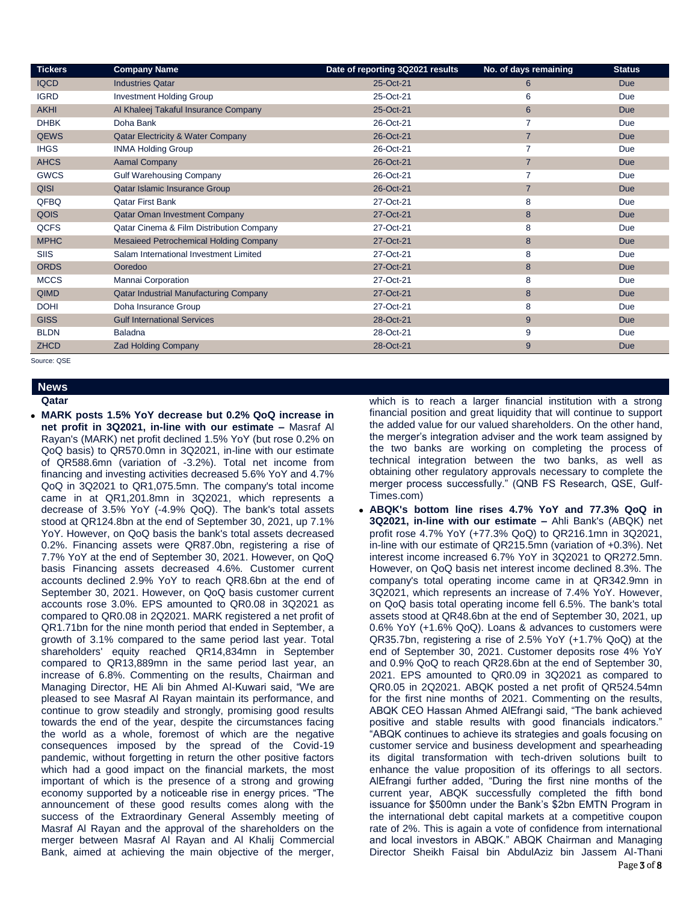| Tickers | Company Name | Date of reporting 3Q2021 results | No. of days remaining | Status |
|---|---|---|---|---|
| IQCD | Industries Qatar | 25-Oct-21 | 6 | Due |
| IGRD | Investment Holding Group | 25-Oct-21 | 6 | Due |
| AKHI | Al Khaleej Takaful Insurance Company | 25-Oct-21 | 6 | Due |
| DHBK | Doha Bank | 26-Oct-21 | 7 | Due |
| QEWS | Qatar Electricity & Water Company | 26-Oct-21 | 7 | Due |
| IHGS | INMA Holding Group | 26-Oct-21 | 7 | Due |
| AHCS | Aamal Company | 26-Oct-21 | 7 | Due |
| GWCS | Gulf Warehousing Company | 26-Oct-21 | 7 | Due |
| QISI | Qatar Islamic Insurance Group | 26-Oct-21 | 7 | Due |
| QFBQ | Qatar First Bank | 27-Oct-21 | 8 | Due |
| QOIS | Qatar Oman Investment Company | 27-Oct-21 | 8 | Due |
| QCFS | Qatar Cinema & Film Distribution Company | 27-Oct-21 | 8 | Due |
| MPHC | Mesaieed Petrochemical Holding Company | 27-Oct-21 | 8 | Due |
| SIIS | Salam International Investment Limited | 27-Oct-21 | 8 | Due |
| ORDS | Ooredoo | 27-Oct-21 | 8 | Due |
| MCCS | Mannai Corporation | 27-Oct-21 | 8 | Due |
| QIMD | Qatar Industrial Manufacturing Company | 27-Oct-21 | 8 | Due |
| DOHI | Doha Insurance Group | 27-Oct-21 | 8 | Due |
| GISS | Gulf International Services | 28-Oct-21 | 9 | Due |
| BLDN | Baladna | 28-Oct-21 | 9 | Due |
| ZHCD | Zad Holding Company | 28-Oct-21 | 9 | Due |

Source: QSE

## News

### Qatar

- **MARK posts 1.5% YoY decrease but 0.2% QoQ increase in net profit in 3Q2021, in-line with our estimate –** Masraf Al Rayan's (MARK) net profit declined 1.5% YoY (but rose 0.2% on QoQ basis) to QR570.0mn in 3Q2021, in-line with our estimate of QR588.6mn (variation of -3.2%). Total net income from financing and investing activities decreased 5.6% YoY and 4.7% QoQ in 3Q2021 to QR1,075.5mn. The company's total income came in at QR1,201.8mn in 3Q2021, which represents a decrease of 3.5% YoY (-4.9% QoQ). The bank's total assets stood at QR124.8bn at the end of September 30, 2021, up 7.1% YoY. However, on QoQ basis the bank's total assets decreased 0.2%. Financing assets were QR87.0bn, registering a rise of 7.7% YoY at the end of September 30, 2021. However, on QoQ basis Financing assets decreased 4.6%. Customer current accounts declined 2.9% YoY to reach QR8.6bn at the end of September 30, 2021. However, on QoQ basis customer current accounts rose 3.0%. EPS amounted to QR0.08 in 3Q2021 as compared to QR0.08 in 2Q2021. MARK registered a net profit of QR1.71bn for the nine month period that ended in September, a growth of 3.1% compared to the same period last year. Total shareholders' equity reached QR14,834mn in September compared to QR13,889mn in the same period last year, an increase of 6.8%. Commenting on the results, Chairman and Managing Director, HE Ali bin Ahmed Al-Kuwari said, "We are pleased to see Masraf Al Rayan maintain its performance, and continue to grow steadily and strongly, promising good results towards the end of the year, despite the circumstances facing the world as a whole, foremost of which are the negative consequences imposed by the spread of the Covid-19 pandemic, without forgetting in return the other positive factors which had a good impact on the financial markets, the most important of which is the presence of a strong and growing economy supported by a noticeable rise in energy prices. "The announcement of these good results comes along with the success of the Extraordinary General Assembly meeting of Masraf Al Rayan and the approval of the shareholders on the merger between Masraf Al Rayan and Al Khalij Commercial Bank, aimed at achieving the main objective of the merger, which is to reach a larger financial institution with a strong financial position and great liquidity that will continue to support the added value for our valued shareholders. On the other hand, the merger's integration adviser and the work team assigned by the two banks are working on completing the process of technical integration between the two banks, as well as obtaining other regulatory approvals necessary to complete the merger process successfully." (QNB FS Research, QSE, Gulf-Times.com)
- **ABQK's bottom line rises 4.7% YoY and 77.3% QoQ in 3Q2021, in-line with our estimate –** Ahli Bank's (ABQK) net profit rose 4.7% YoY (+77.3% QoQ) to QR216.1mn in 3Q2021, in-line with our estimate of QR215.5mn (variation of +0.3%). Net interest income increased 6.7% YoY in 3Q2021 to QR272.5mn. However, on QoQ basis net interest income declined 8.3%. The company's total operating income came in at QR342.9mn in 3Q2021, which represents an increase of 7.4% YoY. However, on QoQ basis total operating income fell 6.5%. The bank's total assets stood at QR48.6bn at the end of September 30, 2021, up 0.6% YoY (+1.6% QoQ). Loans & advances to customers were QR35.7bn, registering a rise of 2.5% YoY (+1.7% QoQ) at the end of September 30, 2021. Customer deposits rose 4% YoY and 0.9% QoQ to reach QR28.6bn at the end of September 30, 2021. EPS amounted to QR0.09 in 3Q2021 as compared to QR0.05 in 2Q2021. ABQK posted a net profit of QR524.54mn for the first nine months of 2021. Commenting on the results, ABQK CEO Hassan Ahmed AlEfrangi said, "The bank achieved positive and stable results with good financials indicators." "ABQK continues to achieve its strategies and goals focusing on customer service and business development and spearheading its digital transformation with tech-driven solutions built to enhance the value proposition of its offerings to all sectors. AlEfrangi further added, "During the first nine months of the current year, ABQK successfully completed the fifth bond issuance for $500mn under the Bank's $2bn EMTN Program in the international debt capital markets at a competitive coupon rate of 2%. This is again a vote of confidence from international and local investors in ABQK." ABQK Chairman and Managing Director Sheikh Faisal bin AbdulAziz bin Jassem Al-Thani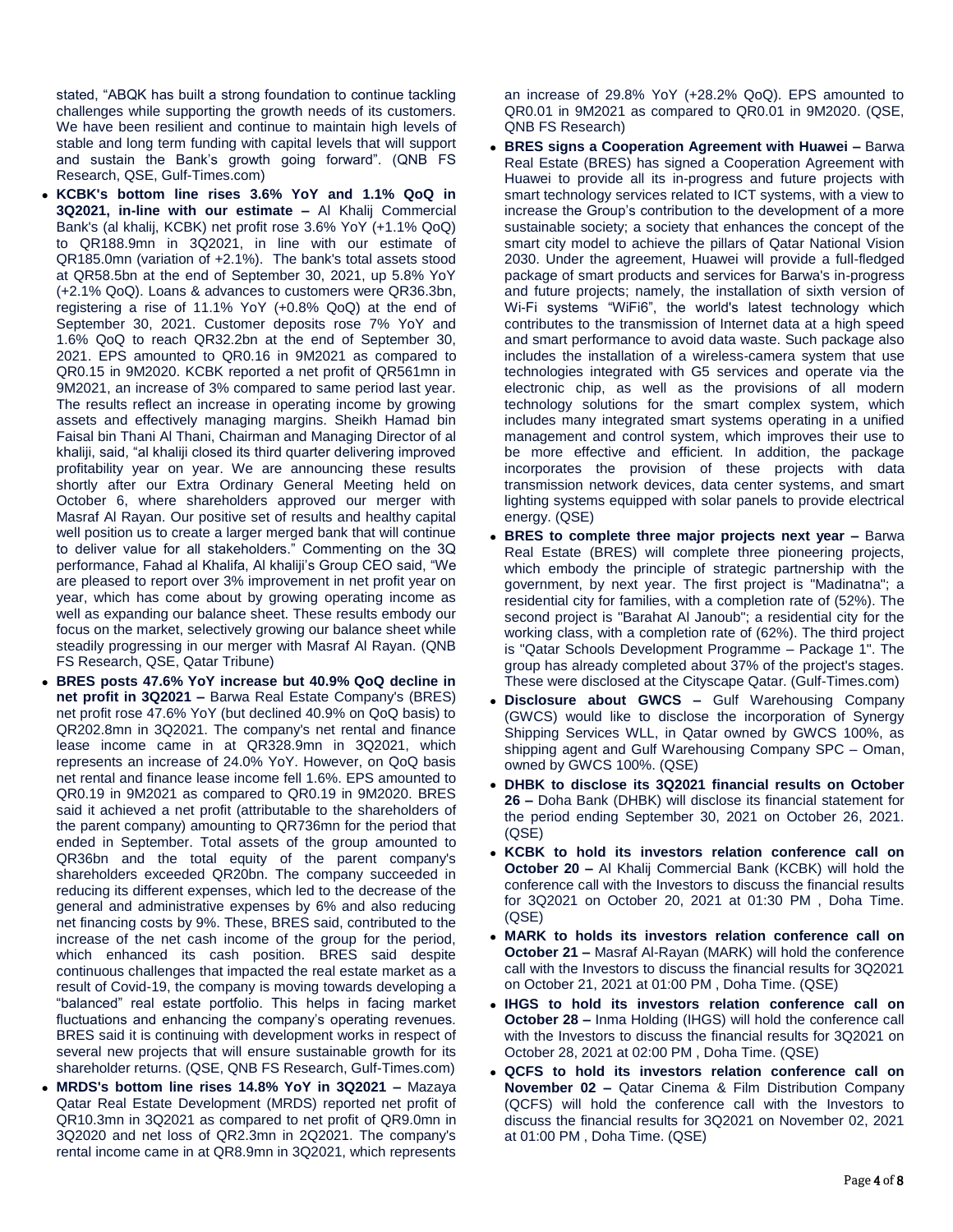stated, "ABQK has built a strong foundation to continue tackling challenges while supporting the growth needs of its customers. We have been resilient and continue to maintain high levels of stable and long term funding with capital levels that will support and sustain the Bank's growth going forward". (QNB FS Research, QSE, Gulf-Times.com)

- **KCBK's bottom line rises 3.6% YoY and 1.1% QoQ in 3Q2021, in-line with our estimate –** Al Khalij Commercial Bank's (al khalij, KCBK) net profit rose 3.6% YoY (+1.1% QoQ) to QR188.9mn in 3Q2021, in line with our estimate of QR185.0mn (variation of +2.1%). The bank's total assets stood at QR58.5bn at the end of September 30, 2021, up 5.8% YoY (+2.1% QoQ). Loans & advances to customers were QR36.3bn, registering a rise of 11.1% YoY (+0.8% QoQ) at the end of September 30, 2021. Customer deposits rose 7% YoY and 1.6% QoQ to reach QR32.2bn at the end of September 30, 2021. EPS amounted to QR0.16 in 9M2021 as compared to QR0.15 in 9M2020. KCBK reported a net profit of QR561mn in 9M2021, an increase of 3% compared to same period last year. The results reflect an increase in operating income by growing assets and effectively managing margins. Sheikh Hamad bin Faisal bin Thani Al Thani, Chairman and Managing Director of al khaliji, said, "al khaliji closed its third quarter delivering improved profitability year on year. We are announcing these results shortly after our Extra Ordinary General Meeting held on October 6, where shareholders approved our merger with Masraf Al Rayan. Our positive set of results and healthy capital well position us to create a larger merged bank that will continue to deliver value for all stakeholders." Commenting on the 3Q performance, Fahad al Khalifa, Al khaliji's Group CEO said, "We are pleased to report over 3% improvement in net profit year on year, which has come about by growing operating income as well as expanding our balance sheet. These results embody our focus on the market, selectively growing our balance sheet while steadily progressing in our merger with Masraf Al Rayan. (QNB FS Research, QSE, Qatar Tribune)
- **BRES posts 47.6% YoY increase but 40.9% QoQ decline in net profit in 3Q2021 –** Barwa Real Estate Company's (BRES) net profit rose 47.6% YoY (but declined 40.9% on QoQ basis) to QR202.8mn in 3Q2021. The company's net rental and finance lease income came in at QR328.9mn in 3Q2021, which represents an increase of 24.0% YoY. However, on QoQ basis net rental and finance lease income fell 1.6%. EPS amounted to QR0.19 in 9M2021 as compared to QR0.19 in 9M2020. BRES said it achieved a net profit (attributable to the shareholders of the parent company) amounting to QR736mn for the period that ended in September. Total assets of the group amounted to QR36bn and the total equity of the parent company's shareholders exceeded QR20bn. The company succeeded in reducing its different expenses, which led to the decrease of the general and administrative expenses by 6% and also reducing net financing costs by 9%. These, BRES said, contributed to the increase of the net cash income of the group for the period, which enhanced its cash position. BRES said despite continuous challenges that impacted the real estate market as a result of Covid-19, the company is moving towards developing a "balanced" real estate portfolio. This helps in facing market fluctuations and enhancing the company's operating revenues. BRES said it is continuing with development works in respect of several new projects that will ensure sustainable growth for its shareholder returns. (QSE, QNB FS Research, Gulf-Times.com)
- **MRDS's bottom line rises 14.8% YoY in 3Q2021 –** Mazaya Qatar Real Estate Development (MRDS) reported net profit of QR10.3mn in 3Q2021 as compared to net profit of QR9.0mn in 3Q2020 and net loss of QR2.3mn in 2Q2021. The company's rental income came in at QR8.9mn in 3Q2021, which represents an increase of 29.8% YoY (+28.2% QoQ). EPS amounted to QR0.01 in 9M2021 as compared to QR0.01 in 9M2020. (QSE, QNB FS Research)
- **BRES signs a Cooperation Agreement with Huawei –** Barwa Real Estate (BRES) has signed a Cooperation Agreement with Huawei to provide all its in-progress and future projects with smart technology services related to ICT systems, with a view to increase the Group's contribution to the development of a more sustainable society; a society that enhances the concept of the smart city model to achieve the pillars of Qatar National Vision 2030. Under the agreement, Huawei will provide a full-fledged package of smart products and services for Barwa's in-progress and future projects; namely, the installation of sixth version of Wi-Fi systems "WiFi6", the world's latest technology which contributes to the transmission of Internet data at a high speed and smart performance to avoid data waste. Such package also includes the installation of a wireless-camera system that use technologies integrated with G5 services and operate via the electronic chip, as well as the provisions of all modern technology solutions for the smart complex system, which includes many integrated smart systems operating in a unified management and control system, which improves their use to be more effective and efficient. In addition, the package incorporates the provision of these projects with data transmission network devices, data center systems, and smart lighting systems equipped with solar panels to provide electrical energy. (QSE)
- **BRES to complete three major projects next year –** Barwa Real Estate (BRES) will complete three pioneering projects, which embody the principle of strategic partnership with the government, by next year. The first project is "Madinatna"; a residential city for families, with a completion rate of (52%). The second project is "Barahat Al Janoub"; a residential city for the working class, with a completion rate of (62%). The third project is "Qatar Schools Development Programme – Package 1". The group has already completed about 37% of the project's stages. These were disclosed at the Cityscape Qatar. (Gulf-Times.com)
- **Disclosure about GWCS –** Gulf Warehousing Company (GWCS) would like to disclose the incorporation of Synergy Shipping Services WLL, in Qatar owned by GWCS 100%, as shipping agent and Gulf Warehousing Company SPC – Oman, owned by GWCS 100%. (QSE)
- **DHBK to disclose its 3Q2021 financial results on October 26 –** Doha Bank (DHBK) will disclose its financial statement for the period ending September 30, 2021 on October 26, 2021. (QSE)
- **KCBK to hold its investors relation conference call on October 20 –** Al Khalij Commercial Bank (KCBK) will hold the conference call with the Investors to discuss the financial results for 3Q2021 on October 20, 2021 at 01:30 PM , Doha Time. (QSE)
- **MARK to holds its investors relation conference call on October 21 –** Masraf Al-Rayan (MARK) will hold the conference call with the Investors to discuss the financial results for 3Q2021 on October 21, 2021 at 01:00 PM , Doha Time. (QSE)
- **IHGS to hold its investors relation conference call on October 28 –** Inma Holding (IHGS) will hold the conference call with the Investors to discuss the financial results for 3Q2021 on October 28, 2021 at 02:00 PM , Doha Time. (QSE)
- **QCFS to hold its investors relation conference call on November 02 –** Qatar Cinema & Film Distribution Company (QCFS) will hold the conference call with the Investors to discuss the financial results for 3Q2021 on November 02, 2021 at 01:00 PM , Doha Time. (QSE)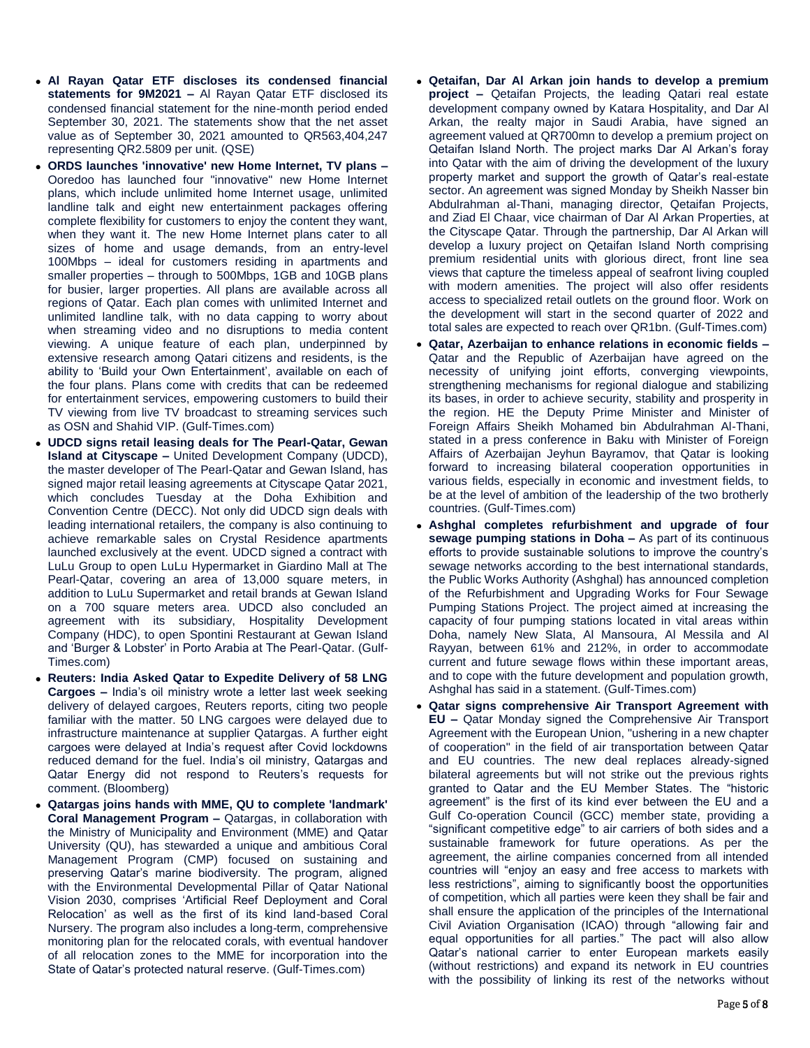- **Al Rayan Qatar ETF discloses its condensed financial statements for 9M2021 –** Al Rayan Qatar ETF disclosed its condensed financial statement for the nine-month period ended September 30, 2021. The statements show that the net asset value as of September 30, 2021 amounted to QR563,404,247 representing QR2.5809 per unit. (QSE)
- **ORDS launches 'innovative' new Home Internet, TV plans –** Ooredoo has launched four "innovative" new Home Internet plans, which include unlimited home Internet usage, unlimited landline talk and eight new entertainment packages offering complete flexibility for customers to enjoy the content they want, when they want it. The new Home Internet plans cater to all sizes of home and usage demands, from an entry-level 100Mbps – ideal for customers residing in apartments and smaller properties – through to 500Mbps, 1GB and 10GB plans for busier, larger properties. All plans are available across all regions of Qatar. Each plan comes with unlimited Internet and unlimited landline talk, with no data capping to worry about when streaming video and no disruptions to media content viewing. A unique feature of each plan, underpinned by extensive research among Qatari citizens and residents, is the ability to 'Build your Own Entertainment', available on each of the four plans. Plans come with credits that can be redeemed for entertainment services, empowering customers to build their TV viewing from live TV broadcast to streaming services such as OSN and Shahid VIP. (Gulf-Times.com)
- **UDCD signs retail leasing deals for The Pearl-Qatar, Gewan Island at Cityscape –** United Development Company (UDCD), the master developer of The Pearl-Qatar and Gewan Island, has signed major retail leasing agreements at Cityscape Qatar 2021, which concludes Tuesday at the Doha Exhibition and Convention Centre (DECC). Not only did UDCD sign deals with leading international retailers, the company is also continuing to achieve remarkable sales on Crystal Residence apartments launched exclusively at the event. UDCD signed a contract with LuLu Group to open LuLu Hypermarket in Giardino Mall at The Pearl-Qatar, covering an area of 13,000 square meters, in addition to LuLu Supermarket and retail brands at Gewan Island on a 700 square meters area. UDCD also concluded an agreement with its subsidiary, Hospitality Development Company (HDC), to open Spontini Restaurant at Gewan Island and 'Burger & Lobster' in Porto Arabia at The Pearl-Qatar. (Gulf-Times.com)
- **Reuters: India Asked Qatar to Expedite Delivery of 58 LNG Cargoes –** India's oil ministry wrote a letter last week seeking delivery of delayed cargoes, Reuters reports, citing two people familiar with the matter. 50 LNG cargoes were delayed due to infrastructure maintenance at supplier Qatargas. A further eight cargoes were delayed at India's request after Covid lockdowns reduced demand for the fuel. India's oil ministry, Qatargas and Qatar Energy did not respond to Reuters's requests for comment. (Bloomberg)
- **Qatargas joins hands with MME, QU to complete 'landmark' Coral Management Program –** Qatargas, in collaboration with the Ministry of Municipality and Environment (MME) and Qatar University (QU), has stewarded a unique and ambitious Coral Management Program (CMP) focused on sustaining and preserving Qatar's marine biodiversity. The program, aligned with the Environmental Developmental Pillar of Qatar National Vision 2030, comprises 'Artificial Reef Deployment and Coral Relocation' as well as the first of its kind land-based Coral Nursery. The program also includes a long-term, comprehensive monitoring plan for the relocated corals, with eventual handover of all relocation zones to the MME for incorporation into the State of Qatar's protected natural reserve. (Gulf-Times.com)
- **Qetaifan, Dar Al Arkan join hands to develop a premium project –** Qetaifan Projects, the leading Qatari real estate development company owned by Katara Hospitality, and Dar Al Arkan, the realty major in Saudi Arabia, have signed an agreement valued at QR700mn to develop a premium project on Qetaifan Island North. The project marks Dar Al Arkan's foray into Qatar with the aim of driving the development of the luxury property market and support the growth of Qatar's real-estate sector. An agreement was signed Monday by Sheikh Nasser bin Abdulrahman al-Thani, managing director, Qetaifan Projects, and Ziad El Chaar, vice chairman of Dar Al Arkan Properties, at the Cityscape Qatar. Through the partnership, Dar Al Arkan will develop a luxury project on Qetaifan Island North comprising premium residential units with glorious direct, front line sea views that capture the timeless appeal of seafront living coupled with modern amenities. The project will also offer residents access to specialized retail outlets on the ground floor. Work on the development will start in the second quarter of 2022 and total sales are expected to reach over QR1bn. (Gulf-Times.com)
- **Qatar, Azerbaijan to enhance relations in economic fields –** Qatar and the Republic of Azerbaijan have agreed on the necessity of unifying joint efforts, converging viewpoints, strengthening mechanisms for regional dialogue and stabilizing its bases, in order to achieve security, stability and prosperity in the region. HE the Deputy Prime Minister and Minister of Foreign Affairs Sheikh Mohamed bin Abdulrahman Al-Thani, stated in a press conference in Baku with Minister of Foreign Affairs of Azerbaijan Jeyhun Bayramov, that Qatar is looking forward to increasing bilateral cooperation opportunities in various fields, especially in economic and investment fields, to be at the level of ambition of the leadership of the two brotherly countries. (Gulf-Times.com)
- **Ashghal completes refurbishment and upgrade of four sewage pumping stations in Doha –** As part of its continuous efforts to provide sustainable solutions to improve the country's sewage networks according to the best international standards, the Public Works Authority (Ashghal) has announced completion of the Refurbishment and Upgrading Works for Four Sewage Pumping Stations Project. The project aimed at increasing the capacity of four pumping stations located in vital areas within Doha, namely New Slata, Al Mansoura, Al Messila and Al Rayyan, between 61% and 212%, in order to accommodate current and future sewage flows within these important areas, and to cope with the future development and population growth, Ashghal has said in a statement. (Gulf-Times.com)
- **Qatar signs comprehensive Air Transport Agreement with EU –** Qatar Monday signed the Comprehensive Air Transport Agreement with the European Union, "ushering in a new chapter of cooperation" in the field of air transportation between Qatar and EU countries. The new deal replaces already-signed bilateral agreements but will not strike out the previous rights granted to Qatar and the EU Member States. The "historic agreement" is the first of its kind ever between the EU and a Gulf Co-operation Council (GCC) member state, providing a "significant competitive edge" to air carriers of both sides and a sustainable framework for future operations. As per the agreement, the airline companies concerned from all intended countries will "enjoy an easy and free access to markets with less restrictions", aiming to significantly boost the opportunities of competition, which all parties were keen they shall be fair and shall ensure the application of the principles of the International Civil Aviation Organisation (ICAO) through "allowing fair and equal opportunities for all parties." The pact will also allow Qatar's national carrier to enter European markets easily (without restrictions) and expand its network in EU countries with the possibility of linking its rest of the networks without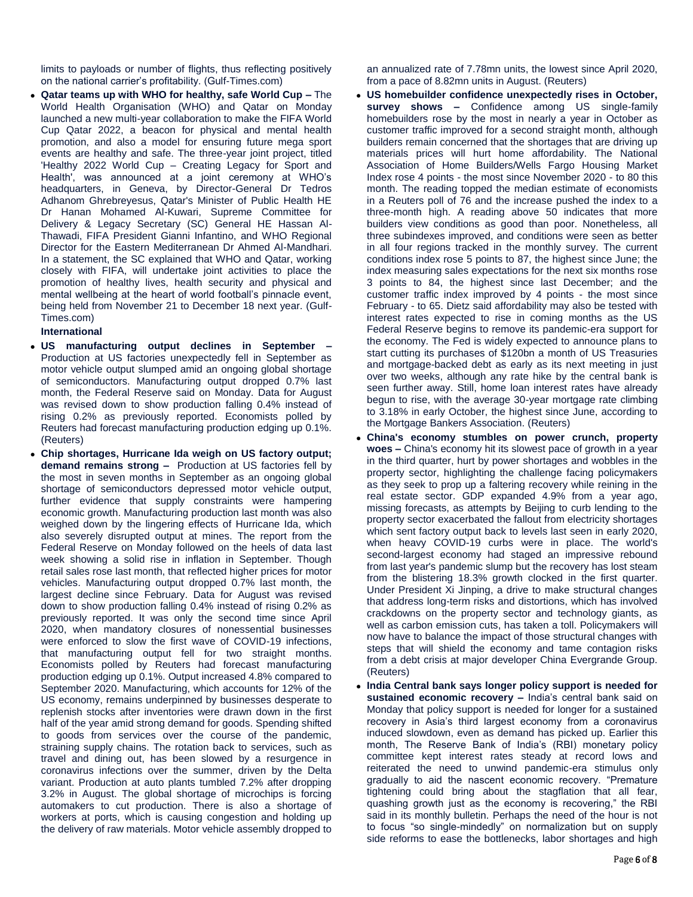limits to payloads or number of flights, thus reflecting positively on the national carrier's profitability. (Gulf-Times.com)

- **Qatar teams up with WHO for healthy, safe World Cup –** The World Health Organisation (WHO) and Qatar on Monday launched a new multi-year collaboration to make the FIFA World Cup Qatar 2022, a beacon for physical and mental health promotion, and also a model for ensuring future mega sport events are healthy and safe. The three-year joint project, titled 'Healthy 2022 World Cup – Creating Legacy for Sport and Health', was announced at a joint ceremony at WHO's headquarters, in Geneva, by Director-General Dr Tedros Adhanom Ghrebreyesus, Qatar's Minister of Public Health HE Dr Hanan Mohamed Al-Kuwari, Supreme Committee for Delivery & Legacy Secretary (SC) General HE Hassan Al-Thawadi, FIFA President Gianni Infantino, and WHO Regional Director for the Eastern Mediterranean Dr Ahmed Al-Mandhari. In a statement, the SC explained that WHO and Qatar, working closely with FIFA, will undertake joint activities to place the promotion of healthy lives, health security and physical and mental wellbeing at the heart of world football's pinnacle event, being held from November 21 to December 18 next year. (Gulf-Times.com)

**International**

- **US manufacturing output declines in September –** Production at US factories unexpectedly fell in September as motor vehicle output slumped amid an ongoing global shortage of semiconductors. Manufacturing output dropped 0.7% last month, the Federal Reserve said on Monday. Data for August was revised down to show production falling 0.4% instead of rising 0.2% as previously reported. Economists polled by Reuters had forecast manufacturing production edging up 0.1%. (Reuters)
- **Chip shortages, Hurricane Ida weigh on US factory output; demand remains strong –** Production at US factories fell by the most in seven months in September as an ongoing global shortage of semiconductors depressed motor vehicle output, further evidence that supply constraints were hampering economic growth. Manufacturing production last month was also weighed down by the lingering effects of Hurricane Ida, which also severely disrupted output at mines. The report from the Federal Reserve on Monday followed on the heels of data last week showing a solid rise in inflation in September. Though retail sales rose last month, that reflected higher prices for motor vehicles. Manufacturing output dropped 0.7% last month, the largest decline since February. Data for August was revised down to show production falling 0.4% instead of rising 0.2% as previously reported. It was only the second time since April 2020, when mandatory closures of nonessential businesses were enforced to slow the first wave of COVID-19 infections, that manufacturing output fell for two straight months. Economists polled by Reuters had forecast manufacturing production edging up 0.1%. Output increased 4.8% compared to September 2020. Manufacturing, which accounts for 12% of the US economy, remains underpinned by businesses desperate to replenish stocks after inventories were drawn down in the first half of the year amid strong demand for goods. Spending shifted to goods from services over the course of the pandemic, straining supply chains. The rotation back to services, such as travel and dining out, has been slowed by a resurgence in coronavirus infections over the summer, driven by the Delta variant. Production at auto plants tumbled 7.2% after dropping 3.2% in August. The global shortage of microchips is forcing automakers to cut production. There is also a shortage of workers at ports, which is causing congestion and holding up the delivery of raw materials. Motor vehicle assembly dropped to an annualized rate of 7.78mn units, the lowest since April 2020, from a pace of 8.82mn units in August. (Reuters)
- **US homebuilder confidence unexpectedly rises in October, survey shows –** Confidence among US single-family homebuilders rose by the most in nearly a year in October as customer traffic improved for a second straight month, although builders remain concerned that the shortages that are driving up materials prices will hurt home affordability. The National Association of Home Builders/Wells Fargo Housing Market Index rose 4 points - the most since November 2020 - to 80 this month. The reading topped the median estimate of economists in a Reuters poll of 76 and the increase pushed the index to a three-month high. A reading above 50 indicates that more builders view conditions as good than poor. Nonetheless, all three subindexes improved, and conditions were seen as better in all four regions tracked in the monthly survey. The current conditions index rose 5 points to 87, the highest since June; the index measuring sales expectations for the next six months rose 3 points to 84, the highest since last December; and the customer traffic index improved by 4 points - the most since February - to 65. Dietz said affordability may also be tested with interest rates expected to rise in coming months as the US Federal Reserve begins to remove its pandemic-era support for the economy. The Fed is widely expected to announce plans to start cutting its purchases of $120bn a month of US Treasuries and mortgage-backed debt as early as its next meeting in just over two weeks, although any rate hike by the central bank is seen further away. Still, home loan interest rates have already begun to rise, with the average 30-year mortgage rate climbing to 3.18% in early October, the highest since June, according to the Mortgage Bankers Association. (Reuters)
- **China's economy stumbles on power crunch, property woes –** China's economy hit its slowest pace of growth in a year in the third quarter, hurt by power shortages and wobbles in the property sector, highlighting the challenge facing policymakers as they seek to prop up a faltering recovery while reining in the real estate sector. GDP expanded 4.9% from a year ago, missing forecasts, as attempts by Beijing to curb lending to the property sector exacerbated the fallout from electricity shortages which sent factory output back to levels last seen in early 2020, when heavy COVID-19 curbs were in place. The world's second-largest economy had staged an impressive rebound from last year's pandemic slump but the recovery has lost steam from the blistering 18.3% growth clocked in the first quarter. Under President Xi Jinping, a drive to make structural changes that address long-term risks and distortions, which has involved crackdowns on the property sector and technology giants, as well as carbon emission cuts, has taken a toll. Policymakers will now have to balance the impact of those structural changes with steps that will shield the economy and tame contagion risks from a debt crisis at major developer China Evergrande Group. (Reuters)
- **India Central bank says longer policy support is needed for sustained economic recovery –** India's central bank said on Monday that policy support is needed for longer for a sustained recovery in Asia's third largest economy from a coronavirus induced slowdown, even as demand has picked up. Earlier this month, The Reserve Bank of India's (RBI) monetary policy committee kept interest rates steady at record lows and reiterated the need to unwind pandemic-era stimulus only gradually to aid the nascent economic recovery. "Premature tightening could bring about the stagflation that all fear, quashing growth just as the economy is recovering," the RBI said in its monthly bulletin. Perhaps the need of the hour is not to focus "so single-mindedly" on normalization but on supply side reforms to ease the bottlenecks, labor shortages and high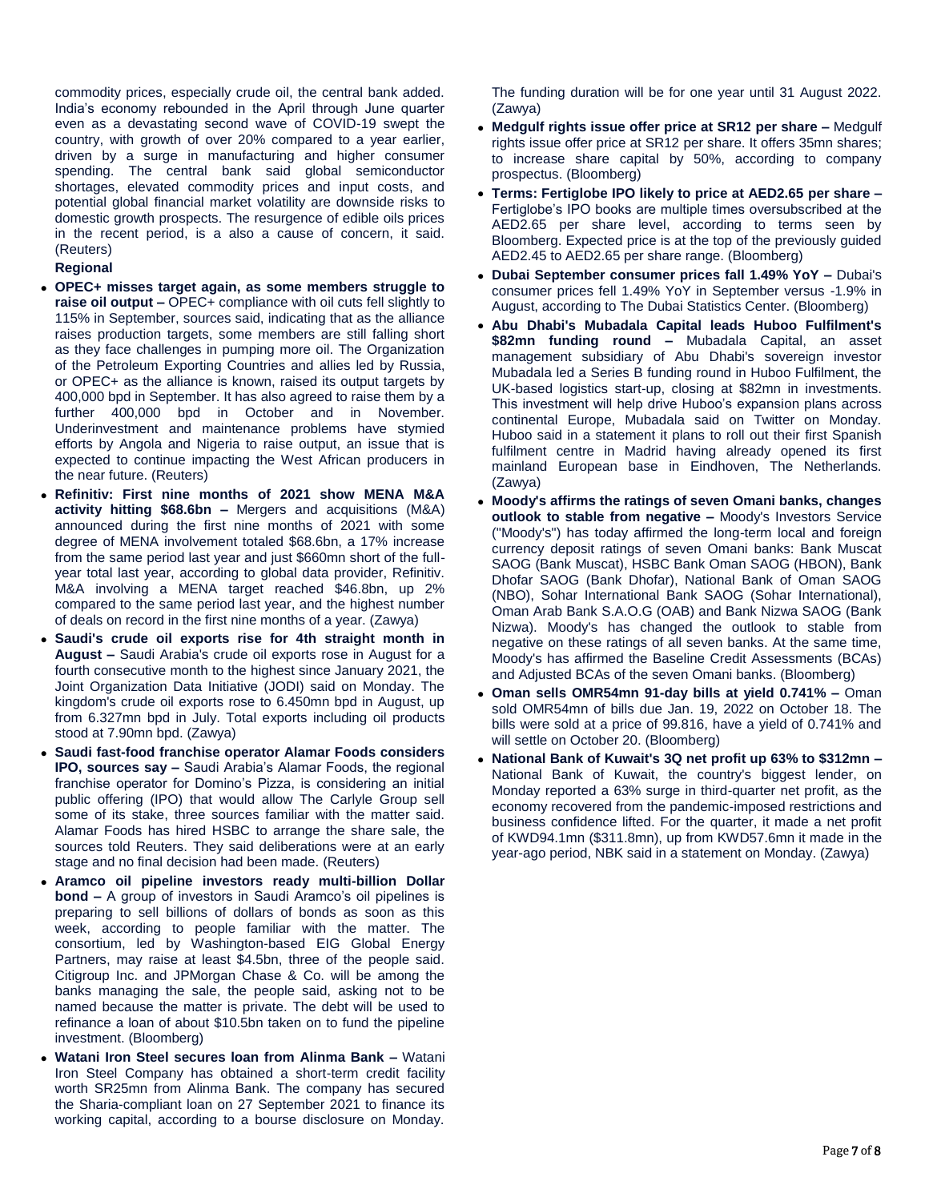commodity prices, especially crude oil, the central bank added. India's economy rebounded in the April through June quarter even as a devastating second wave of COVID-19 swept the country, with growth of over 20% compared to a year earlier, driven by a surge in manufacturing and higher consumer spending. The central bank said global semiconductor shortages, elevated commodity prices and input costs, and potential global financial market volatility are downside risks to domestic growth prospects. The resurgence of edible oils prices in the recent period, is a also a cause of concern, it said. (Reuters)

**Regional**

- **OPEC+ misses target again, as some members struggle to raise oil output –** OPEC+ compliance with oil cuts fell slightly to 115% in September, sources said, indicating that as the alliance raises production targets, some members are still falling short as they face challenges in pumping more oil. The Organization of the Petroleum Exporting Countries and allies led by Russia, or OPEC+ as the alliance is known, raised its output targets by 400,000 bpd in September. It has also agreed to raise them by a further 400,000 bpd in October and in November. Underinvestment and maintenance problems have stymied efforts by Angola and Nigeria to raise output, an issue that is expected to continue impacting the West African producers in the near future. (Reuters)
- **Refinitiv: First nine months of 2021 show MENA M&A activity hitting $68.6bn –** Mergers and acquisitions (M&A) announced during the first nine months of 2021 with some degree of MENA involvement totaled $68.6bn, a 17% increase from the same period last year and just $660mn short of the full-year total last year, according to global data provider, Refinitiv. M&A involving a MENA target reached $46.8bn, up 2% compared to the same period last year, and the highest number of deals on record in the first nine months of a year. (Zawya)
- **Saudi's crude oil exports rise for 4th straight month in August –** Saudi Arabia's crude oil exports rose in August for a fourth consecutive month to the highest since January 2021, the Joint Organization Data Initiative (JODI) said on Monday. The kingdom's crude oil exports rose to 6.450mn bpd in August, up from 6.327mn bpd in July. Total exports including oil products stood at 7.90mn bpd. (Zawya)
- **Saudi fast-food franchise operator Alamar Foods considers IPO, sources say –** Saudi Arabia's Alamar Foods, the regional franchise operator for Domino's Pizza, is considering an initial public offering (IPO) that would allow The Carlyle Group sell some of its stake, three sources familiar with the matter said. Alamar Foods has hired HSBC to arrange the share sale, the sources told Reuters. They said deliberations were at an early stage and no final decision had been made. (Reuters)
- **Aramco oil pipeline investors ready multi-billion Dollar bond –** A group of investors in Saudi Aramco's oil pipelines is preparing to sell billions of dollars of bonds as soon as this week, according to people familiar with the matter. The consortium, led by Washington-based EIG Global Energy Partners, may raise at least $4.5bn, three of the people said. Citigroup Inc. and JPMorgan Chase & Co. will be among the banks managing the sale, the people said, asking not to be named because the matter is private. The debt will be used to refinance a loan of about $10.5bn taken on to fund the pipeline investment. (Bloomberg)
- **Watani Iron Steel secures loan from Alinma Bank –** Watani Iron Steel Company has obtained a short-term credit facility worth SR25mn from Alinma Bank. The company has secured the Sharia-compliant loan on 27 September 2021 to finance its working capital, according to a bourse disclosure on Monday. The funding duration will be for one year until 31 August 2022. (Zawya)
- **Medgulf rights issue offer price at SR12 per share –** Medgulf rights issue offer price at SR12 per share. It offers 35mn shares; to increase share capital by 50%, according to company prospectus. (Bloomberg)
- **Terms: Fertiglobe IPO likely to price at AED2.65 per share –** Fertiglobe's IPO books are multiple times oversubscribed at the AED2.65 per share level, according to terms seen by Bloomberg. Expected price is at the top of the previously guided AED2.45 to AED2.65 per share range. (Bloomberg)
- **Dubai September consumer prices fall 1.49% YoY –** Dubai's consumer prices fell 1.49% YoY in September versus -1.9% in August, according to The Dubai Statistics Center. (Bloomberg)
- **Abu Dhabi's Mubadala Capital leads Huboo Fulfilment's $82mn funding round –** Mubadala Capital, an asset management subsidiary of Abu Dhabi's sovereign investor Mubadala led a Series B funding round in Huboo Fulfilment, the UK-based logistics start-up, closing at $82mn in investments. This investment will help drive Huboo's expansion plans across continental Europe, Mubadala said on Twitter on Monday. Huboo said in a statement it plans to roll out their first Spanish fulfilment centre in Madrid having already opened its first mainland European base in Eindhoven, The Netherlands. (Zawya)
- **Moody's affirms the ratings of seven Omani banks, changes outlook to stable from negative –** Moody's Investors Service ("Moody's") has today affirmed the long-term local and foreign currency deposit ratings of seven Omani banks: Bank Muscat SAOG (Bank Muscat), HSBC Bank Oman SAOG (HBON), Bank Dhofar SAOG (Bank Dhofar), National Bank of Oman SAOG (NBO), Sohar International Bank SAOG (Sohar International), Oman Arab Bank S.A.O.G (OAB) and Bank Nizwa SAOG (Bank Nizwa). Moody's has changed the outlook to stable from negative on these ratings of all seven banks. At the same time, Moody's has affirmed the Baseline Credit Assessments (BCAs) and Adjusted BCAs of the seven Omani banks. (Bloomberg)
- **Oman sells OMR54mn 91-day bills at yield 0.741% –** Oman sold OMR54mn of bills due Jan. 19, 2022 on October 18. The bills were sold at a price of 99.816, have a yield of 0.741% and will settle on October 20. (Bloomberg)
- **National Bank of Kuwait's 3Q net profit up 63% to $312mn –** National Bank of Kuwait, the country's biggest lender, on Monday reported a 63% surge in third-quarter net profit, as the economy recovered from the pandemic-imposed restrictions and business confidence lifted. For the quarter, it made a net profit of KWD94.1mn ($311.8mn), up from KWD57.6mn it made in the year-ago period, NBK said in a statement on Monday. (Zawya)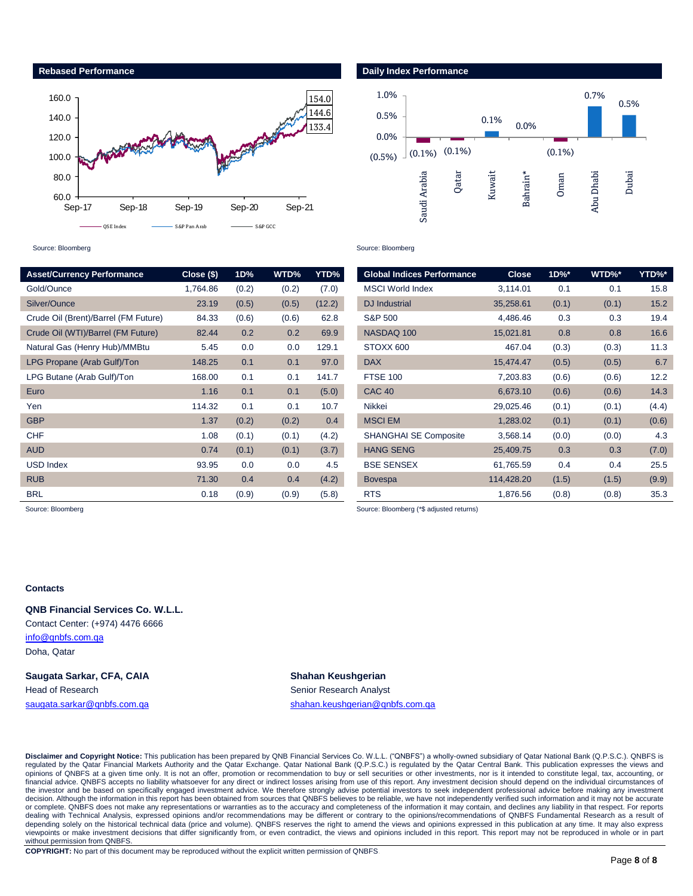**Rebased Performance**

160.0
140.0
120.0
100.0
80.0
60.0

Sep-17 Sep-18 Sep-19 Sep-20 Sep-21

154.0
144.6
133.4

QSE Index S&P Pan Arab S&P GCC

Source: Bloomberg

**Daily Index Performance**

1.0%
0.5%
0.0%
(0.5%)

(0.1%) (0.1%) 0.1% 0.0% (0.1%) 0.7% 0.5%

Saudi Arabia Qatar Kuwait Bahrain* Oman Abu Dhabi Dubai

Source: Bloomberg

| Asset/Currency Performance | Close ($) | 1D% | WTD% | YTD% |
|---|---|---|---|---|
| Gold/Ounce | 1,764.86 | (0.2) | (0.2) | (7.0) |
| Silver/Ounce | 23.19 | (0.5) | (0.5) | (12.2) |
| Crude Oil (Brent)/Barrel (FM Future) | 84.33 | (0.6) | (0.6) | 62.8 |
| Crude Oil (WTI)/Barrel (FM Future) | 82.44 | 0.2 | 0.2 | 69.9 |
| Natural Gas (Henry Hub)/MMBtu | 5.45 | 0.0 | 0.0 | 129.1 |
| LPG Propane (Arab Gulf)/Ton | 148.25 | 0.1 | 0.1 | 97.0 |
| LPG Butane (Arab Gulf)/Ton | 168.00 | 0.1 | 0.1 | 141.7 |
| Euro | 1.16 | 0.1 | 0.1 | (5.0) |
| Yen | 114.32 | 0.1 | 0.1 | 10.7 |
| GBP | 1.37 | (0.2) | (0.2) | 0.4 |
| CHF | 1.08 | (0.1) | (0.1) | (4.2) |
| AUD | 0.74 | (0.1) | (0.1) | (3.7) |
| USD Index | 93.95 | 0.0 | 0.0 | 4.5 |
| RUB | 71.30 | 0.4 | 0.4 | (4.2) |
| BRL | 0.18 | (0.9) | (0.9) | (5.8) |

Source: Bloomberg

| Global Indices Performance | Close | 1D%* | WTD%* | YTD%* |
|---|---|---|---|---|
| MSCI World Index | 3,114.01 | 0.1 | 0.1 | 15.8 |
| DJ Industrial | 35,258.61 | (0.1) | (0.1) | 15.2 |
| S&P 500 | 4,486.46 | 0.3 | 0.3 | 19.4 |
| NASDAQ 100 | 15,021.81 | 0.8 | 0.8 | 16.6 |
| STOXX 600 | 467.04 | (0.3) | (0.3) | 11.3 |
| DAX | 15,474.47 | (0.5) | (0.5) | 6.7 |
| FTSE 100 | 7,203.83 | (0.6) | (0.6) | 12.2 |
| CAC 40 | 6,673.10 | (0.6) | (0.6) | 14.3 |
| Nikkei | 29,025.46 | (0.1) | (0.1) | (4.4) |
| MSCI EM | 1,283.02 | (0.1) | (0.1) | (0.6) |
| SHANGHAI SE Composite | 3,568.14 | (0.0) | (0.0) | 4.3 |
| HANG SENG | 25,409.75 | 0.3 | 0.3 | (7.0) |
| BSE SENSEX | 61,765.59 | 0.4 | 0.4 | 25.5 |
| Bovespa | 114,428.20 | (1.5) | (1.5) | (9.9) |
| RTS | 1,876.56 | (0.8) | (0.8) | 35.3 |

Source: Bloomberg (*$ adjusted returns)

**Contacts**

**QNB Financial Services Co. W.L.L.**
Contact Center: (+974) 4476 6666
info@qnbfs.com.qa
Doha, Qatar

**Saugata Sarkar, CFA, CAIA**
Head of Research
saugata.sarkar@qnbfs.com.qa

**Shahan Keushgerian**
Senior Research Analyst
shahan.keushgerian@qnbfs.com.qa

**Disclaimer and Copyright Notice:** This publication has been prepared by QNB Financial Services Co. W.L.L. ("QNBFS") a wholly-owned subsidiary of Qatar National Bank (Q.P.S.C.). QNBFS is regulated by the Qatar Financial Markets Authority and the Qatar Exchange. Qatar National Bank (Q.P.S.C.) is regulated by the Qatar Central Bank. This publication expresses the views and opinions of QNBFS at a given time only. It is not an offer, promotion or recommendation to buy or sell securities or other investments, nor is it intended to constitute legal, tax, accounting, or financial advice. QNBFS accepts no liability whatsoever for any direct or indirect losses arising from use of this report. Any investment decision should depend on the individual circumstances of the investor and be based on specifically engaged investment advice. We therefore strongly advise potential investors to seek independent professional advice before making any investment decision. Although the information in this report has been obtained from sources that QNBFS believes to be reliable, we have not independently verified such information and it may not be accurate or complete. QNBFS does not make any representations or warranties as to the accuracy and completeness of the information it may contain, and declines any liability in that respect. For reports dealing with Technical Analysis, expressed opinions and/or recommendations may be different or contrary to the opinions/recommendations of QNBFS Fundamental Research as a result of depending solely on the historical technical data (price and volume). QNBFS reserves the right to amend the views and opinions expressed in this publication at any time. It may also express viewpoints or make investment decisions that differ significantly from, or even contradict, the views and opinions included in this report. This report may not be reproduced in whole or in part without permission from QNBFS.

**COPYRIGHT:** No part of this document may be reproduced without the explicit written permission of QNBFS